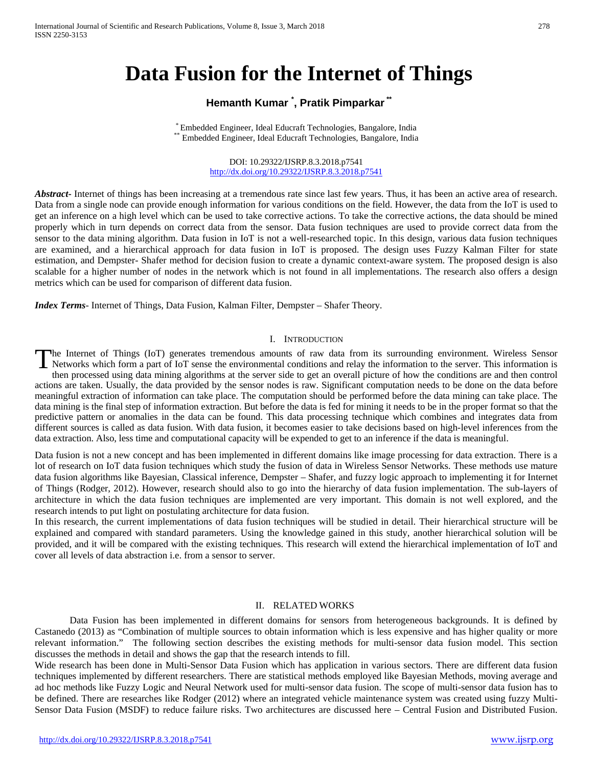# Data Fusion for the Internet of Things

**Hemanth Kumar [*], Pratik Pimparkar [**]**

[*] Embedded Engineer, Ideal Educraft Technologies, Bangalore, India
[**] Embedded Engineer, Ideal Educraft Technologies, Bangalore, India

DOI: 10.29322/IJSRP.8.3.2018.p7541
http://dx.doi.org/10.29322/IJSRP.8.3.2018.p7541

***Abstract-*** Internet of things has been increasing at a tremendous rate since last few years. Thus, it has been an active area of research. Data from a single node can provide enough information for various conditions on the field. However, the data from the IoT is used to get an inference on a high level which can be used to take corrective actions. To take the corrective actions, the data should be mined properly which in turn depends on correct data from the sensor. Data fusion techniques are used to provide correct data from the sensor to the data mining algorithm. Data fusion in IoT is not a well-researched topic. In this design, various data fusion techniques are examined, and a hierarchical approach for data fusion in IoT is proposed. The design uses Fuzzy Kalman Filter for state estimation, and Dempster- Shafer method for decision fusion to create a dynamic context-aware system. The proposed design is also scalable for a higher number of nodes in the network which is not found in all implementations. The research also offers a design metrics which can be used for comparison of different data fusion.

***Index Terms***- Internet of Things, Data Fusion, Kalman Filter, Dempster – Shafer Theory.

## I. Introduction

The Internet of Things (IoT) generates tremendous amounts of raw data from its surrounding environment. Wireless Sensor Networks which form a part of IoT sense the environmental conditions and relay the information to the server. This information is then processed using data mining algorithms at the server side to get an overall picture of how the conditions are and then control actions are taken. Usually, the data provided by the sensor nodes is raw. Significant computation needs to be done on the data before meaningful extraction of information can take place. The computation should be performed before the data mining can take place. The data mining is the final step of information extraction. But before the data is fed for mining it needs to be in the proper format so that the predictive pattern or anomalies in the data can be found. This data processing technique which combines and integrates data from different sources is called as data fusion. With data fusion, it becomes easier to take decisions based on high-level inferences from the data extraction. Also, less time and computational capacity will be expended to get to an inference if the data is meaningful.

Data fusion is not a new concept and has been implemented in different domains like image processing for data extraction. There is a lot of research on IoT data fusion techniques which study the fusion of data in Wireless Sensor Networks. These methods use mature data fusion algorithms like Bayesian, Classical inference, Dempster – Shafer, and fuzzy logic approach to implementing it for Internet of Things (Rodger, 2012). However, research should also to go into the hierarchy of data fusion implementation. The sub-layers of architecture in which the data fusion techniques are implemented are very important. This domain is not well explored, and the research intends to put light on postulating architecture for data fusion.

In this research, the current implementations of data fusion techniques will be studied in detail. Their hierarchical structure will be explained and compared with standard parameters. Using the knowledge gained in this study, another hierarchical solution will be provided, and it will be compared with the existing techniques. This research will extend the hierarchical implementation of IoT and cover all levels of data abstraction i.e. from a sensor to server.

## II. Related Works

Data Fusion has been implemented in different domains for sensors from heterogeneous backgrounds. It is defined by Castanedo (2013) as "Combination of multiple sources to obtain information which is less expensive and has higher quality or more relevant information." The following section describes the existing methods for multi-sensor data fusion model. This section discusses the methods in detail and shows the gap that the research intends to fill.

Wide research has been done in Multi-Sensor Data Fusion which has application in various sectors. There are different data fusion techniques implemented by different researchers. There are statistical methods employed like Bayesian Methods, moving average and ad hoc methods like Fuzzy Logic and Neural Network used for multi-sensor data fusion. The scope of multi-sensor data fusion has to be defined. There are researches like Rodger (2012) where an integrated vehicle maintenance system was created using fuzzy Multi-Sensor Data Fusion (MSDF) to reduce failure risks. Two architectures are discussed here – Central Fusion and Distributed Fusion.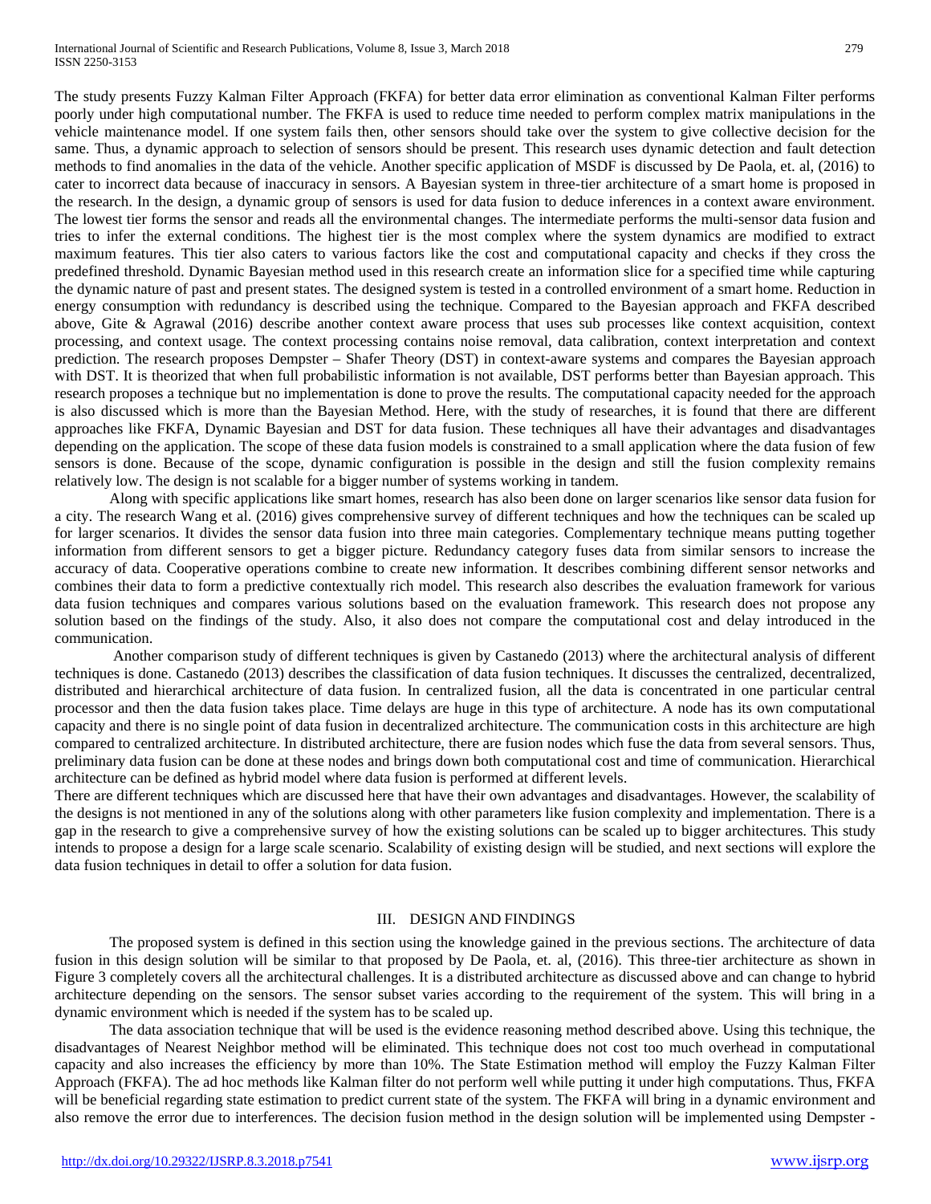The study presents Fuzzy Kalman Filter Approach (FKFA) for better data error elimination as conventional Kalman Filter performs poorly under high computational number. The FKFA is used to reduce time needed to perform complex matrix manipulations in the vehicle maintenance model. If one system fails then, other sensors should take over the system to give collective decision for the same. Thus, a dynamic approach to selection of sensors should be present. This research uses dynamic detection and fault detection methods to find anomalies in the data of the vehicle. Another specific application of MSDF is discussed by De Paola, et. al, (2016) to cater to incorrect data because of inaccuracy in sensors. A Bayesian system in three-tier architecture of a smart home is proposed in the research. In the design, a dynamic group of sensors is used for data fusion to deduce inferences in a context aware environment. The lowest tier forms the sensor and reads all the environmental changes. The intermediate performs the multi-sensor data fusion and tries to infer the external conditions. The highest tier is the most complex where the system dynamics are modified to extract maximum features. This tier also caters to various factors like the cost and computational capacity and checks if they cross the predefined threshold. Dynamic Bayesian method used in this research create an information slice for a specified time while capturing the dynamic nature of past and present states. The designed system is tested in a controlled environment of a smart home. Reduction in energy consumption with redundancy is described using the technique. Compared to the Bayesian approach and FKFA described above, Gite & Agrawal (2016) describe another context aware process that uses sub processes like context acquisition, context processing, and context usage. The context processing contains noise removal, data calibration, context interpretation and context prediction. The research proposes Dempster – Shafer Theory (DST) in context-aware systems and compares the Bayesian approach with DST. It is theorized that when full probabilistic information is not available, DST performs better than Bayesian approach. This research proposes a technique but no implementation is done to prove the results. The computational capacity needed for the approach is also discussed which is more than the Bayesian Method. Here, with the study of researches, it is found that there are different approaches like FKFA, Dynamic Bayesian and DST for data fusion. These techniques all have their advantages and disadvantages depending on the application. The scope of these data fusion models is constrained to a small application where the data fusion of few sensors is done. Because of the scope, dynamic configuration is possible in the design and still the fusion complexity remains relatively low. The design is not scalable for a bigger number of systems working in tandem.

Along with specific applications like smart homes, research has also been done on larger scenarios like sensor data fusion for a city. The research Wang et al. (2016) gives comprehensive survey of different techniques and how the techniques can be scaled up for larger scenarios. It divides the sensor data fusion into three main categories. Complementary technique means putting together information from different sensors to get a bigger picture. Redundancy category fuses data from similar sensors to increase the accuracy of data. Cooperative operations combine to create new information. It describes combining different sensor networks and combines their data to form a predictive contextually rich model. This research also describes the evaluation framework for various data fusion techniques and compares various solutions based on the evaluation framework. This research does not propose any solution based on the findings of the study. Also, it also does not compare the computational cost and delay introduced in the communication.

Another comparison study of different techniques is given by Castanedo (2013) where the architectural analysis of different techniques is done. Castanedo (2013) describes the classification of data fusion techniques. It discusses the centralized, decentralized, distributed and hierarchical architecture of data fusion. In centralized fusion, all the data is concentrated in one particular central processor and then the data fusion takes place. Time delays are huge in this type of architecture. A node has its own computational capacity and there is no single point of data fusion in decentralized architecture. The communication costs in this architecture are high compared to centralized architecture. In distributed architecture, there are fusion nodes which fuse the data from several sensors. Thus, preliminary data fusion can be done at these nodes and brings down both computational cost and time of communication. Hierarchical architecture can be defined as hybrid model where data fusion is performed at different levels.

There are different techniques which are discussed here that have their own advantages and disadvantages. However, the scalability of the designs is not mentioned in any of the solutions along with other parameters like fusion complexity and implementation. There is a gap in the research to give a comprehensive survey of how the existing solutions can be scaled up to bigger architectures. This study intends to propose a design for a large scale scenario. Scalability of existing design will be studied, and next sections will explore the data fusion techniques in detail to offer a solution for data fusion.

## III. DESIGN AND FINDINGS

The proposed system is defined in this section using the knowledge gained in the previous sections. The architecture of data fusion in this design solution will be similar to that proposed by De Paola, et. al, (2016). This three-tier architecture as shown in Figure 3 completely covers all the architectural challenges. It is a distributed architecture as discussed above and can change to hybrid architecture depending on the sensors. The sensor subset varies according to the requirement of the system. This will bring in a dynamic environment which is needed if the system has to be scaled up.

The data association technique that will be used is the evidence reasoning method described above. Using this technique, the disadvantages of Nearest Neighbor method will be eliminated. This technique does not cost too much overhead in computational capacity and also increases the efficiency by more than 10%. The State Estimation method will employ the Fuzzy Kalman Filter Approach (FKFA). The ad hoc methods like Kalman filter do not perform well while putting it under high computations. Thus, FKFA will be beneficial regarding state estimation to predict current state of the system. The FKFA will bring in a dynamic environment and also remove the error due to interferences. The decision fusion method in the design solution will be implemented using Dempster -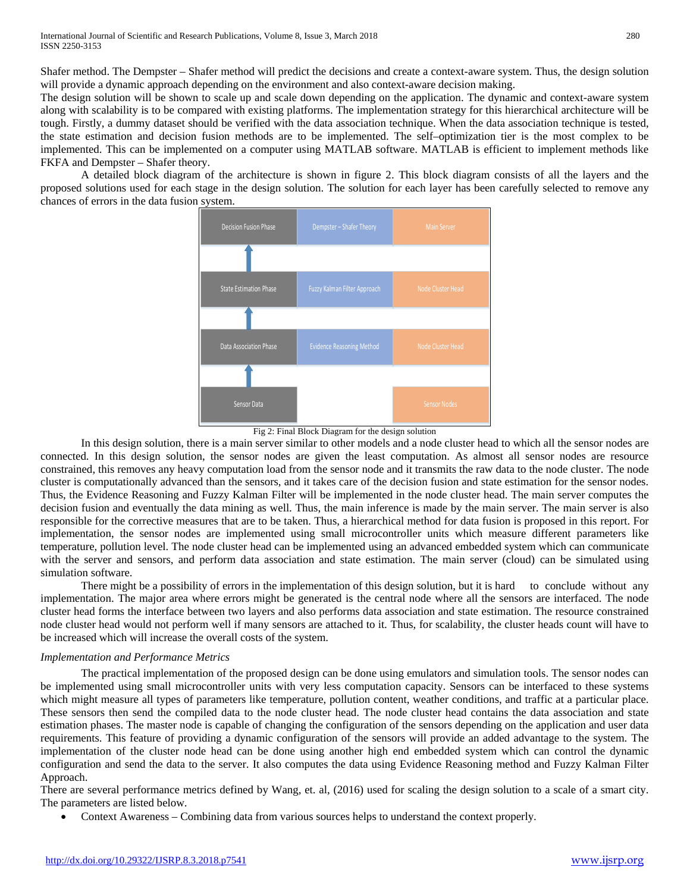Shafer method. The Dempster – Shafer method will predict the decisions and create a context-aware system. Thus, the design solution will provide a dynamic approach depending on the environment and also context-aware decision making.

The design solution will be shown to scale up and scale down depending on the application. The dynamic and context-aware system along with scalability is to be compared with existing platforms. The implementation strategy for this hierarchical architecture will be tough. Firstly, a dummy dataset should be verified with the data association technique. When the data association technique is tested, the state estimation and decision fusion methods are to be implemented. The self–optimization tier is the most complex to be implemented. This can be implemented on a computer using MATLAB software. MATLAB is efficient to implement methods like FKFA and Dempster – Shafer theory.

A detailed block diagram of the architecture is shown in figure 2. This block diagram consists of all the layers and the proposed solutions used for each stage in the design solution. The solution for each layer has been carefully selected to remove any chances of errors in the data fusion system.

| Phase | Method | Location |
|---|---|---|
| Decision Fusion Phase | Dempster – Shafer Theory | Main Server |
| State Estimation Phase | Fuzzy Kalman Filter Approach | Node Cluster Head |
| Data Association Phase | Evidence Reasoning Method | Node Cluster Head |
| Sensor Data | | Sensor Nodes |

Fig 2: Final Block Diagram for the design solution

In this design solution, there is a main server similar to other models and a node cluster head to which all the sensor nodes are connected. In this design solution, the sensor nodes are given the least computation. As almost all sensor nodes are resource constrained, this removes any heavy computation load from the sensor node and it transmits the raw data to the node cluster. The node cluster is computationally advanced than the sensors, and it takes care of the decision fusion and state estimation for the sensor nodes. Thus, the Evidence Reasoning and Fuzzy Kalman Filter will be implemented in the node cluster head. The main server computes the decision fusion and eventually the data mining as well. Thus, the main inference is made by the main server. The main server is also responsible for the corrective measures that are to be taken. Thus, a hierarchical method for data fusion is proposed in this report. For implementation, the sensor nodes are implemented using small microcontroller units which measure different parameters like temperature, pollution level. The node cluster head can be implemented using an advanced embedded system which can communicate with the server and sensors, and perform data association and state estimation. The main server (cloud) can be simulated using simulation software.

There might be a possibility of errors in the implementation of this design solution, but it is hard to conclude without any implementation. The major area where errors might be generated is the central node where all the sensors are interfaced. The node cluster head forms the interface between two layers and also performs data association and state estimation. The resource constrained node cluster head would not perform well if many sensors are attached to it. Thus, for scalability, the cluster heads count will have to be increased which will increase the overall costs of the system.

*Implementation and Performance Metrics*

The practical implementation of the proposed design can be done using emulators and simulation tools. The sensor nodes can be implemented using small microcontroller units with very less computation capacity. Sensors can be interfaced to these systems which might measure all types of parameters like temperature, pollution content, weather conditions, and traffic at a particular place. These sensors then send the compiled data to the node cluster head. The node cluster head contains the data association and state estimation phases. The master node is capable of changing the configuration of the sensors depending on the application and user data requirements. This feature of providing a dynamic configuration of the sensors will provide an added advantage to the system. The implementation of the cluster node head can be done using another high end embedded system which can control the dynamic configuration and send the data to the server. It also computes the data using Evidence Reasoning method and Fuzzy Kalman Filter Approach.

There are several performance metrics defined by Wang, et. al, (2016) used for scaling the design solution to a scale of a smart city. The parameters are listed below.

- Context Awareness – Combining data from various sources helps to understand the context properly.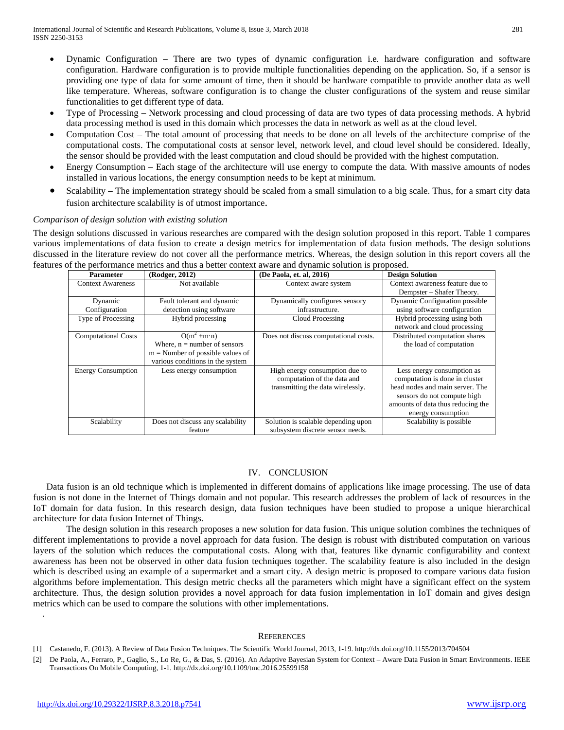- Dynamic Configuration – There are two types of dynamic configuration i.e. hardware configuration and software configuration. Hardware configuration is to provide multiple functionalities depending on the application. So, if a sensor is providing one type of data for some amount of time, then it should be hardware compatible to provide another data as well like temperature. Whereas, software configuration is to change the cluster configurations of the system and reuse similar functionalities to get different type of data.
- Type of Processing – Network processing and cloud processing of data are two types of data processing methods. A hybrid data processing method is used in this domain which processes the data in network as well as at the cloud level.
- Computation Cost – The total amount of processing that needs to be done on all levels of the architecture comprise of the computational costs. The computational costs at sensor level, network level, and cloud level should be considered. Ideally, the sensor should be provided with the least computation and cloud should be provided with the highest computation.
- Energy Consumption – Each stage of the architecture will use energy to compute the data. With massive amounts of nodes installed in various locations, the energy consumption needs to be kept at minimum.
- Scalability – The implementation strategy should be scaled from a small simulation to a big scale. Thus, for a smart city data fusion architecture scalability is of utmost importance.

*Comparison of design solution with existing solution*

The design solutions discussed in various researches are compared with the design solution proposed in this report. Table 1 compares various implementations of data fusion to create a design metrics for implementation of data fusion methods. The design solutions discussed in the literature review do not cover all the performance metrics. Whereas, the design solution in this report covers all the features of the performance metrics and thus a better context aware and dynamic solution is proposed.

| Parameter | (Rodger, 2012) | (De Paola, et. al, 2016) | Design Solution |
|---|---|---|---|
| Context Awareness | Not available | Context aware system | Context awareness feature due to Dempster – Shafer Theory. |
| Dynamic Configuration | Fault tolerant and dynamic detection using software | Dynamically configures sensory infrastructure. | Dynamic Configuration possible using software configuration |
| Type of Processing | Hybrid processing | Cloud Processing | Hybrid processing using both network and cloud processing |
| Computational Costs | $O(m^2 + m \cdot n)$ Where, n = number of sensors m = Number of possible values of various conditions in the system | Does not discuss computational costs. | Distributed computation shares the load of computation |
| Energy Consumption | Less energy consumption | High energy consumption due to computation of the data and transmitting the data wirelessly. | Less energy consumption as computation is done in cluster head nodes and main server. The sensors do not compute high amounts of data thus reducing the energy consumption |
| Scalability | Does not discuss any scalability feature | Solution is scalable depending upon subsystem discrete sensor needs. | Scalability is possible |

## IV. CONCLUSION

Data fusion is an old technique which is implemented in different domains of applications like image processing. The use of data fusion is not done in the Internet of Things domain and not popular. This research addresses the problem of lack of resources in the IoT domain for data fusion. In this research design, data fusion techniques have been studied to propose a unique hierarchical architecture for data fusion Internet of Things.

The design solution in this research proposes a new solution for data fusion. This unique solution combines the techniques of different implementations to provide a novel approach for data fusion. The design is robust with distributed computation on various layers of the solution which reduces the computational costs. Along with that, features like dynamic configurability and context awareness has been not be observed in other data fusion techniques together. The scalability feature is also included in the design which is described using an example of a supermarket and a smart city. A design metric is proposed to compare various data fusion algorithms before implementation. This design metric checks all the parameters which might have a significant effect on the system architecture. Thus, the design solution provides a novel approach for data fusion implementation in IoT domain and gives design metrics which can be used to compare the solutions with other implementations.

.

## REFERENCES

[1] Castanedo, F. (2013). A Review of Data Fusion Techniques. The Scientific World Journal, 2013, 1-19. http://dx.doi.org/10.1155/2013/704504

[2] De Paola, A., Ferraro, P., Gaglio, S., Lo Re, G., & Das, S. (2016). An Adaptive Bayesian System for Context – Aware Data Fusion in Smart Environments. IEEE Transactions On Mobile Computing, 1-1. http://dx.doi.org/10.1109/tmc.2016.25599158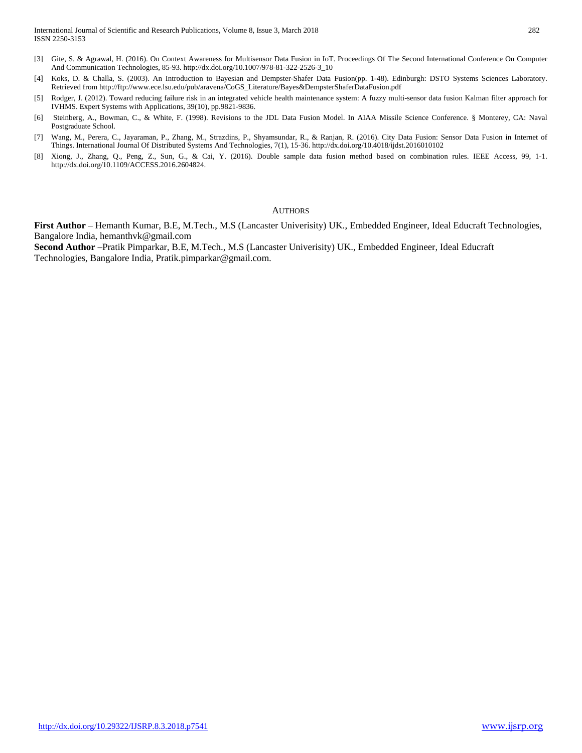[3] Gite, S. & Agrawal, H. (2016). On Context Awareness for Multisensor Data Fusion in IoT. Proceedings Of The Second International Conference On Computer And Communication Technologies, 85-93. http://dx.doi.org/10.1007/978-81-322-2526-3_10

[4] Koks, D. & Challa, S. (2003). An Introduction to Bayesian and Dempster-Shafer Data Fusion(pp. 1-48). Edinburgh: DSTO Systems Sciences Laboratory. Retrieved from http://ftp://www.ece.lsu.edu/pub/aravena/CoGS_Literature/Bayes&DempsterShaferDataFusion.pdf

[5] Rodger, J. (2012). Toward reducing failure risk in an integrated vehicle health maintenance system: A fuzzy multi-sensor data fusion Kalman filter approach for IVHMS. Expert Systems with Applications, 39(10), pp.9821-9836.

[6] Steinberg, A., Bowman, C., & White, F. (1998). Revisions to the JDL Data Fusion Model. In AIAA Missile Science Conference. § Monterey, CA: Naval Postgraduate School.

[7] Wang, M., Perera, C., Jayaraman, P., Zhang, M., Strazdins, P., Shyamsundar, R., & Ranjan, R. (2016). City Data Fusion: Sensor Data Fusion in Internet of Things. International Journal Of Distributed Systems And Technologies, 7(1), 15-36. http://dx.doi.org/10.4018/ijdst.2016010102

[8] Xiong, J., Zhang, Q., Peng, Z., Sun, G., & Cai, Y. (2016). Double sample data fusion method based on combination rules. IEEE Access, 99, 1-1. http://dx.doi.org/10.1109/ACCESS.2016.2604824.

## AUTHORS

**First Author** – Hemanth Kumar, B.E, M.Tech., M.S (Lancaster Univerisity) UK., Embedded Engineer, Ideal Educraft Technologies, Bangalore India, hemanthvk@gmail.com

**Second Author** –Pratik Pimparkar, B.E, M.Tech., M.S (Lancaster Univerisity) UK., Embedded Engineer, Ideal Educraft Technologies, Bangalore India, Pratik.pimparkar@gmail.com.